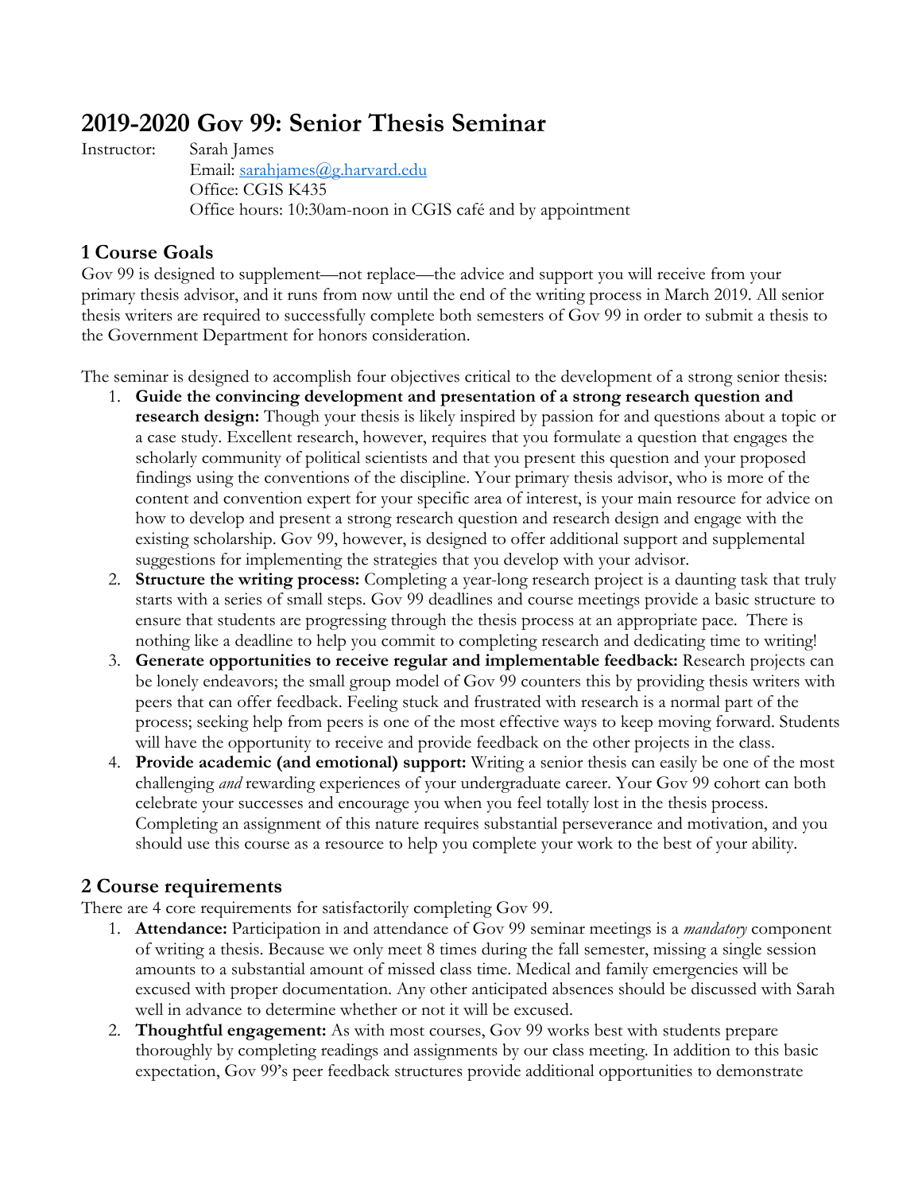# 2019-2020 Gov 99: Senior Thesis Seminar

Instructor: Sarah James
Email: sarahjames@g.harvard.edu
Office: CGIS K435
Office hours: 10:30am-noon in CGIS café and by appointment

## 1 Course Goals

Gov 99 is designed to supplement—not replace—the advice and support you will receive from your primary thesis advisor, and it runs from now until the end of the writing process in March 2019. All senior thesis writers are required to successfully complete both semesters of Gov 99 in order to submit a thesis to the Government Department for honors consideration.

The seminar is designed to accomplish four objectives critical to the development of a strong senior thesis:

1. **Guide the convincing development and presentation of a strong research question and research design:** Though your thesis is likely inspired by passion for and questions about a topic or a case study. Excellent research, however, requires that you formulate a question that engages the scholarly community of political scientists and that you present this question and your proposed findings using the conventions of the discipline. Your primary thesis advisor, who is more of the content and convention expert for your specific area of interest, is your main resource for advice on how to develop and present a strong research question and research design and engage with the existing scholarship. Gov 99, however, is designed to offer additional support and supplemental suggestions for implementing the strategies that you develop with your advisor.
2. **Structure the writing process:** Completing a year-long research project is a daunting task that truly starts with a series of small steps. Gov 99 deadlines and course meetings provide a basic structure to ensure that students are progressing through the thesis process at an appropriate pace. There is nothing like a deadline to help you commit to completing research and dedicating time to writing!
3. **Generate opportunities to receive regular and implementable feedback:** Research projects can be lonely endeavors; the small group model of Gov 99 counters this by providing thesis writers with peers that can offer feedback. Feeling stuck and frustrated with research is a normal part of the process; seeking help from peers is one of the most effective ways to keep moving forward. Students will have the opportunity to receive and provide feedback on the other projects in the class.
4. **Provide academic (and emotional) support:** Writing a senior thesis can easily be one of the most challenging *and* rewarding experiences of your undergraduate career. Your Gov 99 cohort can both celebrate your successes and encourage you when you feel totally lost in the thesis process. Completing an assignment of this nature requires substantial perseverance and motivation, and you should use this course as a resource to help you complete your work to the best of your ability.

## 2 Course requirements

There are 4 core requirements for satisfactorily completing Gov 99.

1. **Attendance:** Participation in and attendance of Gov 99 seminar meetings is a *mandatory* component of writing a thesis. Because we only meet 8 times during the fall semester, missing a single session amounts to a substantial amount of missed class time. Medical and family emergencies will be excused with proper documentation. Any other anticipated absences should be discussed with Sarah well in advance to determine whether or not it will be excused.
2. **Thoughtful engagement:** As with most courses, Gov 99 works best with students prepare thoroughly by completing readings and assignments by our class meeting. In addition to this basic expectation, Gov 99's peer feedback structures provide additional opportunities to demonstrate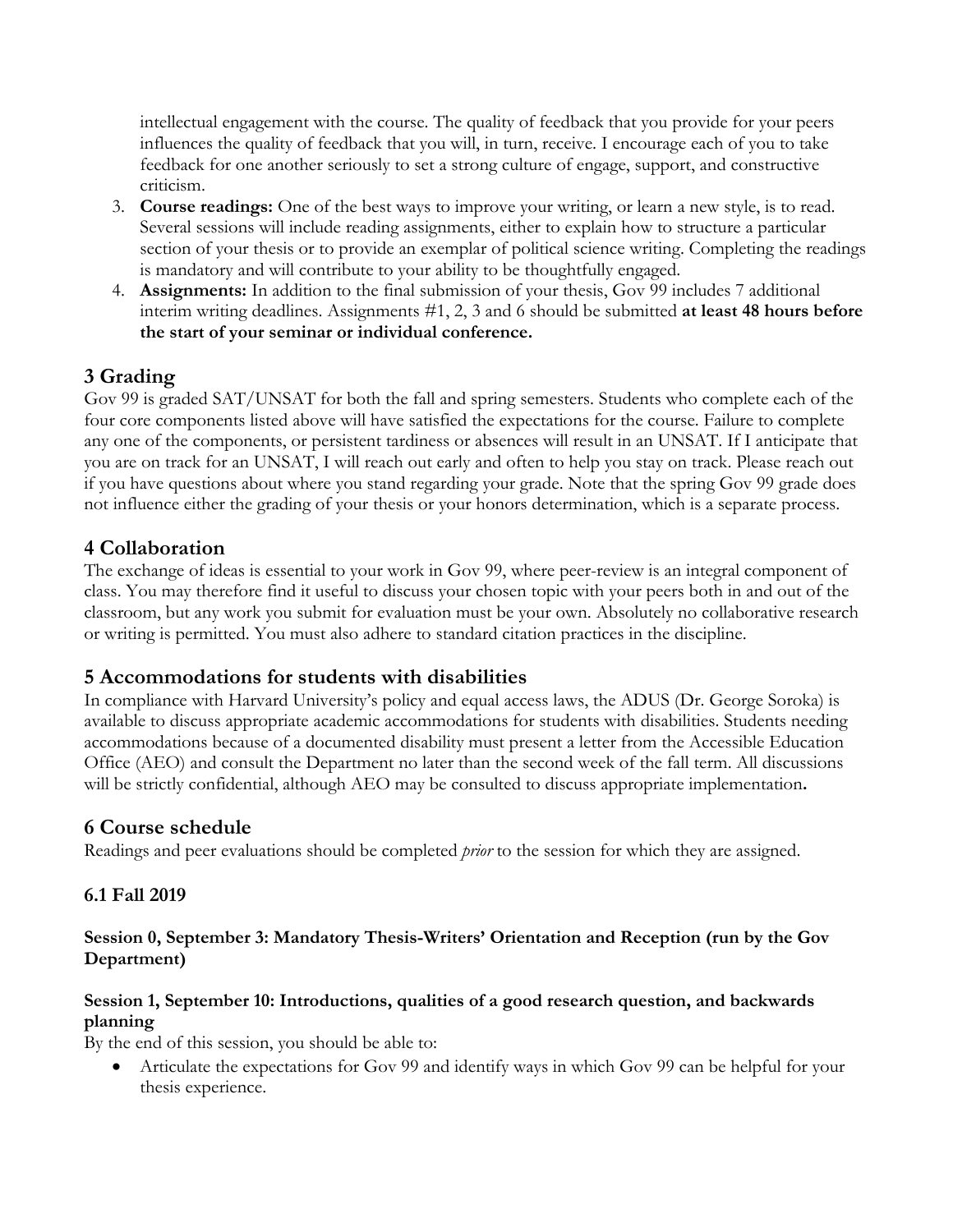intellectual engagement with the course. The quality of feedback that you provide for your peers influences the quality of feedback that you will, in turn, receive. I encourage each of you to take feedback for one another seriously to set a strong culture of engage, support, and constructive criticism.

3. **Course readings:** One of the best ways to improve your writing, or learn a new style, is to read. Several sessions will include reading assignments, either to explain how to structure a particular section of your thesis or to provide an exemplar of political science writing. Completing the readings is mandatory and will contribute to your ability to be thoughtfully engaged.
4. **Assignments:** In addition to the final submission of your thesis, Gov 99 includes 7 additional interim writing deadlines. Assignments #1, 2, 3 and 6 should be submitted **at least 48 hours before the start of your seminar or individual conference.**

## 3 Grading

Gov 99 is graded SAT/UNSAT for both the fall and spring semesters. Students who complete each of the four core components listed above will have satisfied the expectations for the course. Failure to complete any one of the components, or persistent tardiness or absences will result in an UNSAT. If I anticipate that you are on track for an UNSAT, I will reach out early and often to help you stay on track. Please reach out if you have questions about where you stand regarding your grade. Note that the spring Gov 99 grade does not influence either the grading of your thesis or your honors determination, which is a separate process.

## 4 Collaboration

The exchange of ideas is essential to your work in Gov 99, where peer-review is an integral component of class. You may therefore find it useful to discuss your chosen topic with your peers both in and out of the classroom, but any work you submit for evaluation must be your own. Absolutely no collaborative research or writing is permitted. You must also adhere to standard citation practices in the discipline.

## 5 Accommodations for students with disabilities

In compliance with Harvard University's policy and equal access laws, the ADUS (Dr. George Soroka) is available to discuss appropriate academic accommodations for students with disabilities. Students needing accommodations because of a documented disability must present a letter from the Accessible Education Office (AEO) and consult the Department no later than the second week of the fall term. All discussions will be strictly confidential, although AEO may be consulted to discuss appropriate implementation**.**

## 6 Course schedule

Readings and peer evaluations should be completed *prior* to the session for which they are assigned.

### 6.1 Fall 2019

#### Session 0, September 3: Mandatory Thesis-Writers' Orientation and Reception (run by the Gov Department)

#### Session 1, September 10: Introductions, qualities of a good research question, and backwards planning

By the end of this session, you should be able to:

- Articulate the expectations for Gov 99 and identify ways in which Gov 99 can be helpful for your thesis experience.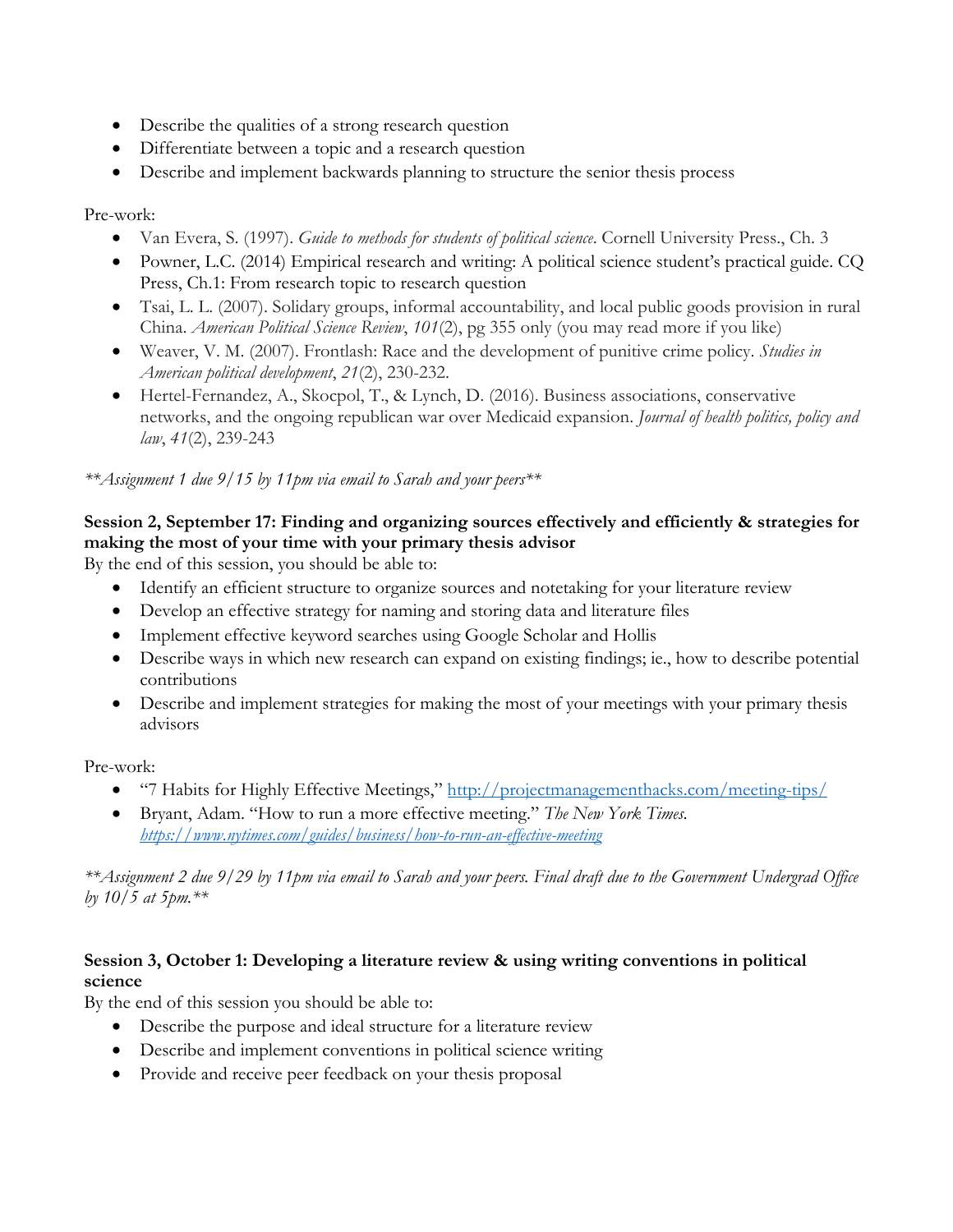- Describe the qualities of a strong research question
- Differentiate between a topic and a research question
- Describe and implement backwards planning to structure the senior thesis process

Pre-work:

- Van Evera, S. (1997). *Guide to methods for students of political science*. Cornell University Press., Ch. 3
- Powner, L.C. (2014) Empirical research and writing: A political science student's practical guide. CQ Press, Ch.1: From research topic to research question
- Tsai, L. L. (2007). Solidary groups, informal accountability, and local public goods provision in rural China. *American Political Science Review*, *101*(2), pg 355 only (you may read more if you like)
- Weaver, V. M. (2007). Frontlash: Race and the development of punitive crime policy. *Studies in American political development*, *21*(2), 230-232.
- Hertel-Fernandez, A., Skocpol, T., & Lynch, D. (2016). Business associations, conservative networks, and the ongoing republican war over Medicaid expansion. *Journal of health politics, policy and law*, *41*(2), 239-243

*\*\*Assignment 1 due 9/15 by 11pm via email to Sarah and your peers\*\**

**Session 2, September 17: Finding and organizing sources effectively and efficiently & strategies for making the most of your time with your primary thesis advisor**

By the end of this session, you should be able to:

- Identify an efficient structure to organize sources and notetaking for your literature review
- Develop an effective strategy for naming and storing data and literature files
- Implement effective keyword searches using Google Scholar and Hollis
- Describe ways in which new research can expand on existing findings; ie., how to describe potential contributions
- Describe and implement strategies for making the most of your meetings with your primary thesis advisors

Pre-work:

- "7 Habits for Highly Effective Meetings," http://projectmanagementhacks.com/meeting-tips/
- Bryant, Adam. "How to run a more effective meeting." *The New York Times*. *https://www.nytimes.com/guides/business/how-to-run-an-effective-meeting*

*\*\*Assignment 2 due 9/29 by 11pm via email to Sarah and your peers. Final draft due to the Government Undergrad Office by 10/5 at 5pm.\*\**

**Session 3, October 1: Developing a literature review & using writing conventions in political science**

By the end of this session you should be able to:

- Describe the purpose and ideal structure for a literature review
- Describe and implement conventions in political science writing
- Provide and receive peer feedback on your thesis proposal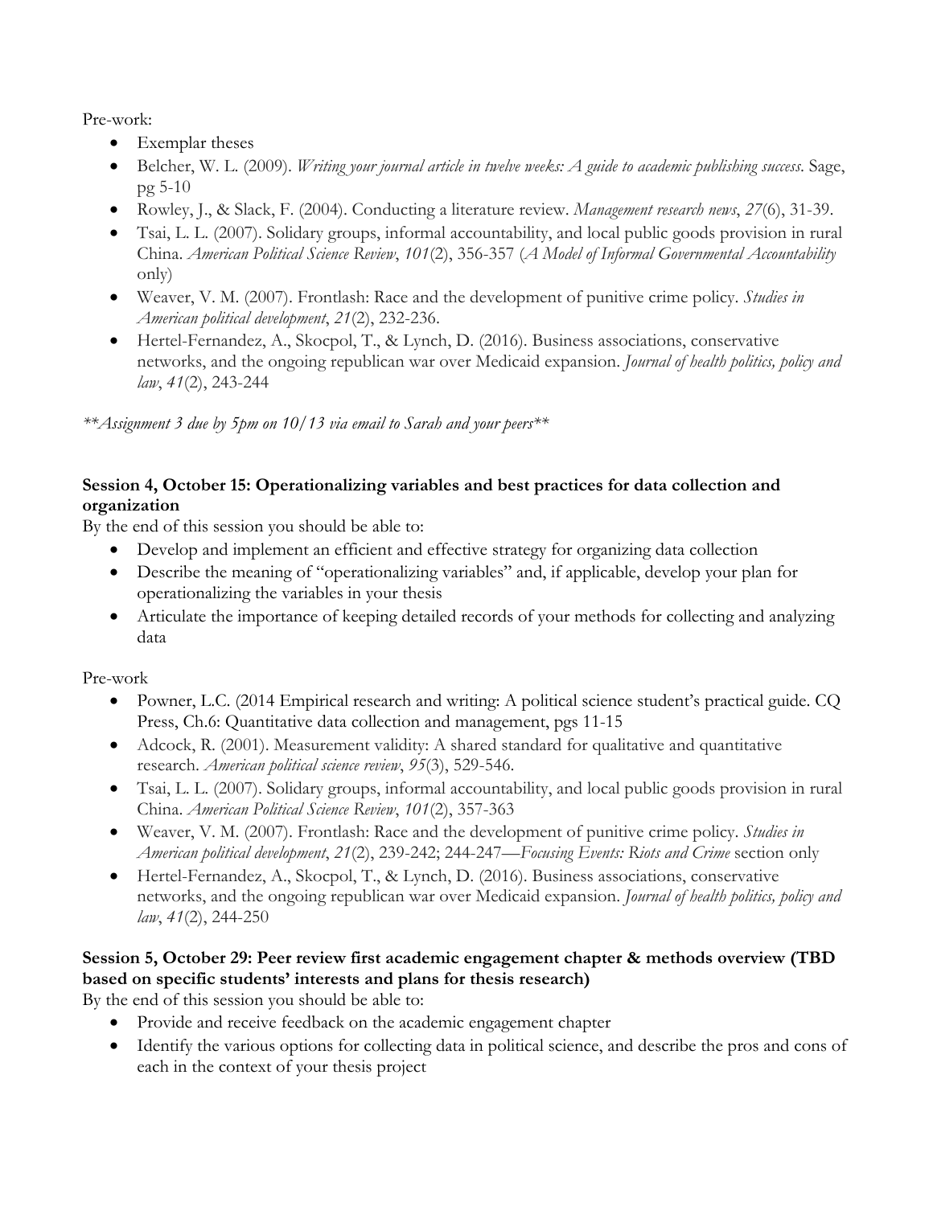Pre-work:

- Exemplar theses
- Belcher, W. L. (2009). *Writing your journal article in twelve weeks: A guide to academic publishing success*. Sage, pg 5-10
- Rowley, J., & Slack, F. (2004). Conducting a literature review. *Management research news*, *27*(6), 31-39.
- Tsai, L. L. (2007). Solidary groups, informal accountability, and local public goods provision in rural China. *American Political Science Review*, *101*(2), 356-357 (*A Model of Informal Governmental Accountability* only)
- Weaver, V. M. (2007). Frontlash: Race and the development of punitive crime policy. *Studies in American political development*, *21*(2), 232-236.
- Hertel-Fernandez, A., Skocpol, T., & Lynch, D. (2016). Business associations, conservative networks, and the ongoing republican war over Medicaid expansion. *Journal of health politics, policy and law*, *41*(2), 243-244

***Assignment 3 due by 5pm on 10/13 via email to Sarah and your peers***

**Session 4, October 15: Operationalizing variables and best practices for data collection and organization**

By the end of this session you should be able to:

- Develop and implement an efficient and effective strategy for organizing data collection
- Describe the meaning of "operationalizing variables" and, if applicable, develop your plan for operationalizing the variables in your thesis
- Articulate the importance of keeping detailed records of your methods for collecting and analyzing data

Pre-work

- Powner, L.C. (2014 Empirical research and writing: A political science student's practical guide. CQ Press, Ch.6: Quantitative data collection and management, pgs 11-15
- Adcock, R. (2001). Measurement validity: A shared standard for qualitative and quantitative research. *American political science review*, *95*(3), 529-546.
- Tsai, L. L. (2007). Solidary groups, informal accountability, and local public goods provision in rural China. *American Political Science Review*, *101*(2), 357-363
- Weaver, V. M. (2007). Frontlash: Race and the development of punitive crime policy. *Studies in American political development*, *21*(2), 239-242; 244-247—*Focusing Events: Riots and Crime* section only
- Hertel-Fernandez, A., Skocpol, T., & Lynch, D. (2016). Business associations, conservative networks, and the ongoing republican war over Medicaid expansion. *Journal of health politics, policy and law*, *41*(2), 244-250

**Session 5, October 29: Peer review first academic engagement chapter & methods overview (TBD based on specific students' interests and plans for thesis research)**

By the end of this session you should be able to:

- Provide and receive feedback on the academic engagement chapter
- Identify the various options for collecting data in political science, and describe the pros and cons of each in the context of your thesis project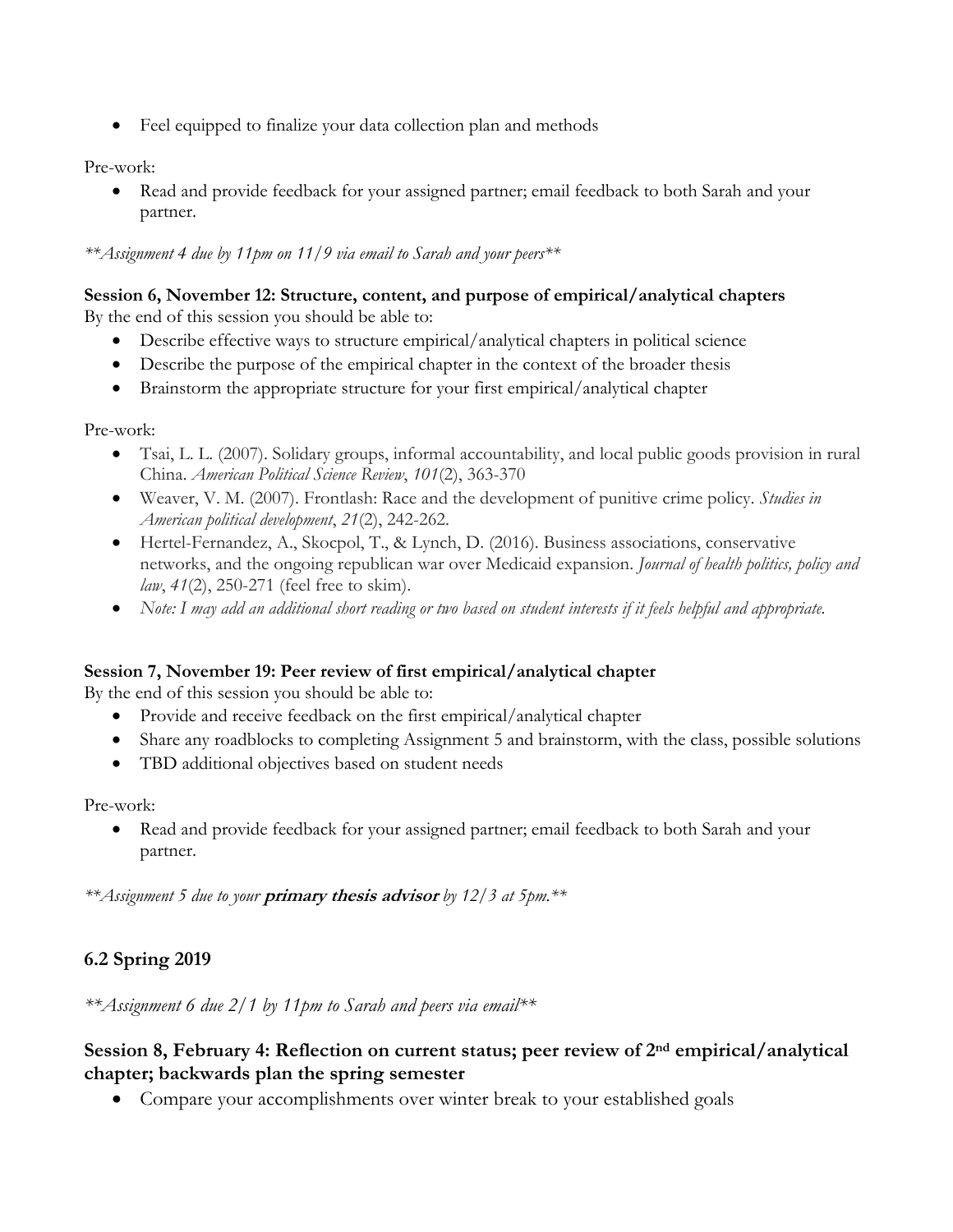- Feel equipped to finalize your data collection plan and methods

Pre-work:

- Read and provide feedback for your assigned partner; email feedback to both Sarah and your partner.

*\*\*Assignment 4 due by 11pm on 11/9 via email to Sarah and your peers\*\**

**Session 6, November 12: Structure, content, and purpose of empirical/analytical chapters**

By the end of this session you should be able to:

- Describe effective ways to structure empirical/analytical chapters in political science
- Describe the purpose of the empirical chapter in the context of the broader thesis
- Brainstorm the appropriate structure for your first empirical/analytical chapter

Pre-work:

- Tsai, L. L. (2007). Solidary groups, informal accountability, and local public goods provision in rural China. *American Political Science Review*, *101*(2), 363-370
- Weaver, V. M. (2007). Frontlash: Race and the development of punitive crime policy. *Studies in American political development*, *21*(2), 242-262.
- Hertel-Fernandez, A., Skocpol, T., & Lynch, D. (2016). Business associations, conservative networks, and the ongoing republican war over Medicaid expansion. *Journal of health politics, policy and law*, *41*(2), 250-271 (feel free to skim).
- *Note: I may add an additional short reading or two based on student interests if it feels helpful and appropriate.*

**Session 7, November 19: Peer review of first empirical/analytical chapter**

By the end of this session you should be able to:

- Provide and receive feedback on the first empirical/analytical chapter
- Share any roadblocks to completing Assignment 5 and brainstorm, with the class, possible solutions
- TBD additional objectives based on student needs

Pre-work:

- Read and provide feedback for your assigned partner; email feedback to both Sarah and your partner.

*\*\*Assignment 5 due to your **primary thesis advisor** by 12/3 at 5pm.\*\**

## 6.2 Spring 2019

*\*\*Assignment 6 due 2/1 by 11pm to Sarah and peers via email\*\**

### Session 8, February 4: Reflection on current status; peer review of 2nd empirical/analytical chapter; backwards plan the spring semester

- Compare your accomplishments over winter break to your established goals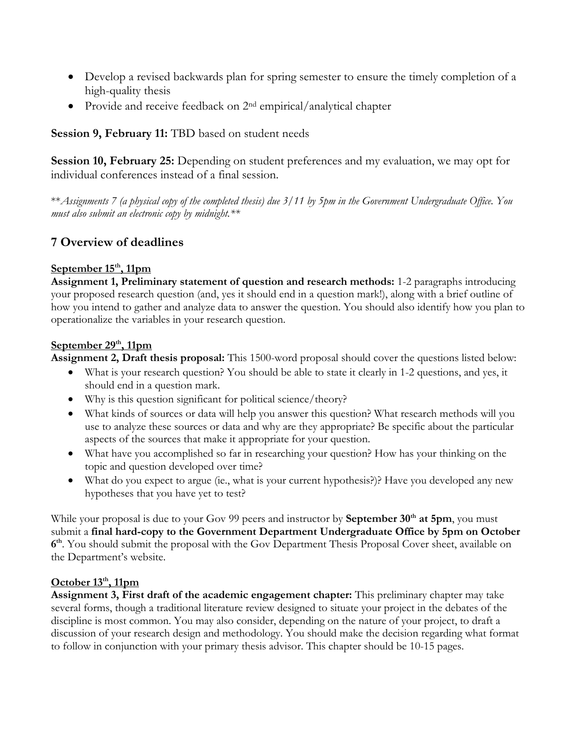- Develop a revised backwards plan for spring semester to ensure the timely completion of a high-quality thesis
- Provide and receive feedback on 2nd empirical/analytical chapter

**Session 9, February 11:** TBD based on student needs

**Session 10, February 25:** Depending on student preferences and my evaluation, we may opt for individual conferences instead of a final session.

*\*\*Assignments 7 (a physical copy of the completed thesis) due 3/11 by 5pm in the Government Undergraduate Office. You must also submit an electronic copy by midnight.\*\**

## 7 Overview of deadlines

**<u>September 15th, 11pm</u>**

**Assignment 1, Preliminary statement of question and research methods:** 1-2 paragraphs introducing your proposed research question (and, yes it should end in a question mark!), along with a brief outline of how you intend to gather and analyze data to answer the question. You should also identify how you plan to operationalize the variables in your research question.

**<u>September 29th, 11pm</u>**

**Assignment 2, Draft thesis proposal:** This 1500-word proposal should cover the questions listed below:

- What is your research question? You should be able to state it clearly in 1-2 questions, and yes, it should end in a question mark.
- Why is this question significant for political science/theory?
- What kinds of sources or data will help you answer this question? What research methods will you use to analyze these sources or data and why are they appropriate? Be specific about the particular aspects of the sources that make it appropriate for your question.
- What have you accomplished so far in researching your question? How has your thinking on the topic and question developed over time?
- What do you expect to argue (ie., what is your current hypothesis?)? Have you developed any new hypotheses that you have yet to test?

While your proposal is due to your Gov 99 peers and instructor by **September 30th at 5pm**, you must submit a **final hard-copy to the Government Department Undergraduate Office by 5pm on October 6th**. You should submit the proposal with the Gov Department Thesis Proposal Cover sheet, available on the Department's website.

**<u>October 13th, 11pm</u>**

**Assignment 3, First draft of the academic engagement chapter:** This preliminary chapter may take several forms, though a traditional literature review designed to situate your project in the debates of the discipline is most common. You may also consider, depending on the nature of your project, to draft a discussion of your research design and methodology. You should make the decision regarding what format to follow in conjunction with your primary thesis advisor. This chapter should be 10-15 pages.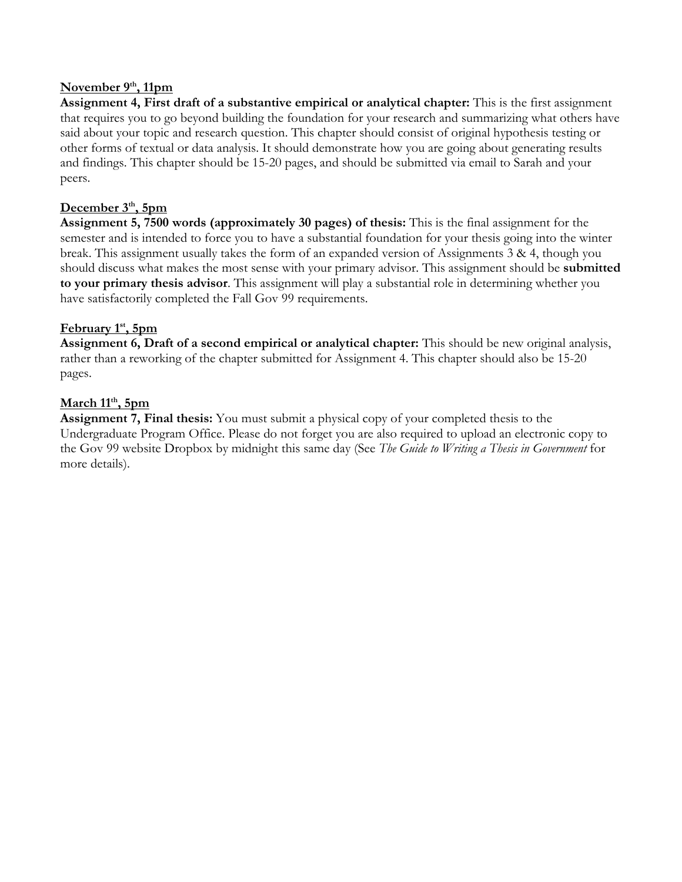**<u>November 9th, 11pm</u>**

**Assignment 4, First draft of a substantive empirical or analytical chapter:** This is the first assignment that requires you to go beyond building the foundation for your research and summarizing what others have said about your topic and research question. This chapter should consist of original hypothesis testing or other forms of textual or data analysis. It should demonstrate how you are going about generating results and findings. This chapter should be 15-20 pages, and should be submitted via email to Sarah and your peers.

**<u>December 3rd, 5pm</u>**

**Assignment 5, 7500 words (approximately 30 pages) of thesis:** This is the final assignment for the semester and is intended to force you to have a substantial foundation for your thesis going into the winter break. This assignment usually takes the form of an expanded version of Assignments 3 & 4, though you should discuss what makes the most sense with your primary advisor. This assignment should be **submitted to your primary thesis advisor**. This assignment will play a substantial role in determining whether you have satisfactorily completed the Fall Gov 99 requirements.

**<u>February 1st, 5pm</u>**

**Assignment 6, Draft of a second empirical or analytical chapter:** This should be new original analysis, rather than a reworking of the chapter submitted for Assignment 4. This chapter should also be 15-20 pages.

**<u>March 11th, 5pm</u>**

**Assignment 7, Final thesis:** You must submit a physical copy of your completed thesis to the Undergraduate Program Office. Please do not forget you are also required to upload an electronic copy to the Gov 99 website Dropbox by midnight this same day (See *The Guide to Writing a Thesis in Government* for more details).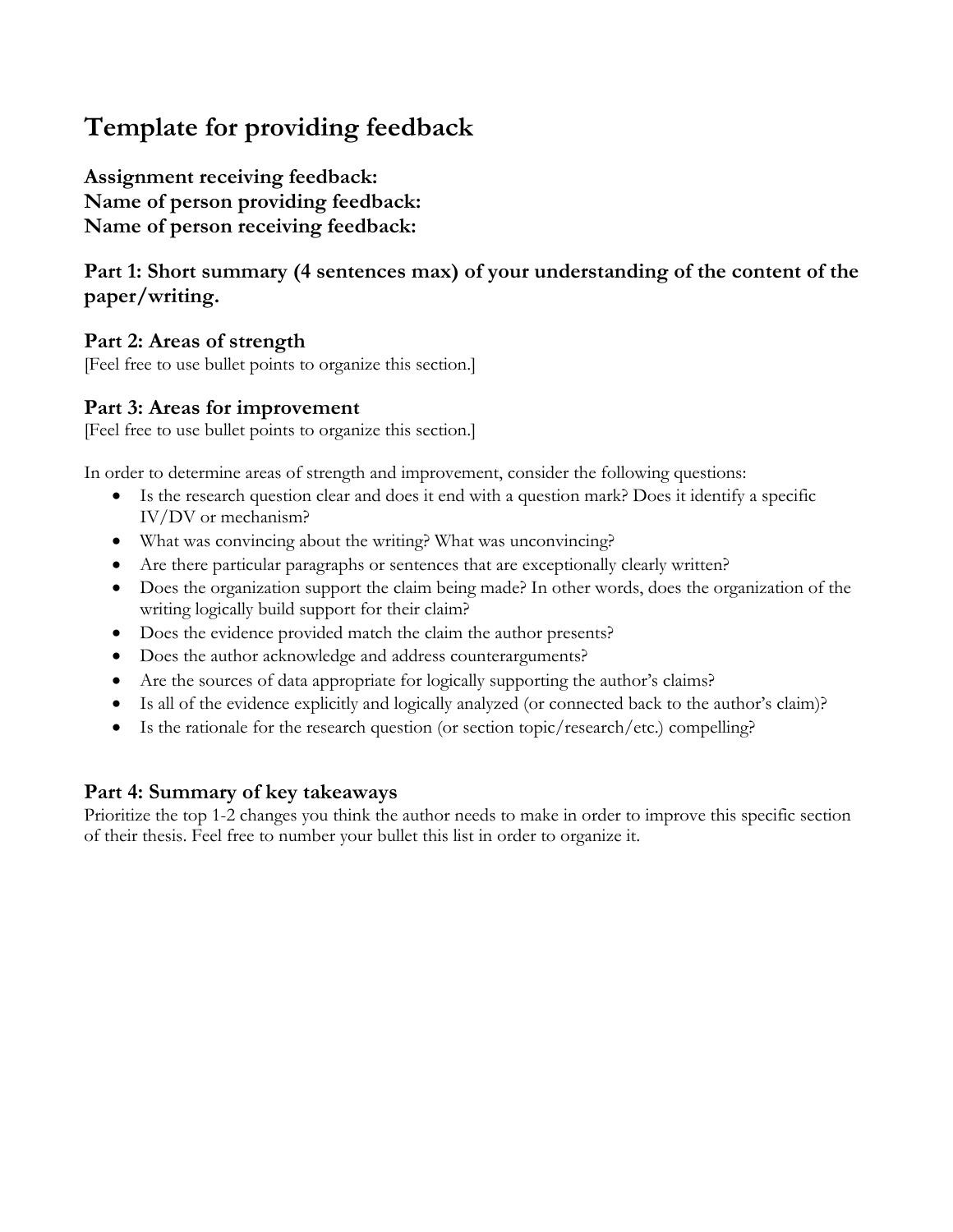# Template for providing feedback

**Assignment receiving feedback:**
**Name of person providing feedback:**
**Name of person receiving feedback:**

### Part 1: Short summary (4 sentences max) of your understanding of the content of the paper/writing.

### Part 2: Areas of strength

[Feel free to use bullet points to organize this section.]

### Part 3: Areas for improvement

[Feel free to use bullet points to organize this section.]

In order to determine areas of strength and improvement, consider the following questions:

- Is the research question clear and does it end with a question mark? Does it identify a specific IV/DV or mechanism?
- What was convincing about the writing? What was unconvincing?
- Are there particular paragraphs or sentences that are exceptionally clearly written?
- Does the organization support the claim being made? In other words, does the organization of the writing logically build support for their claim?
- Does the evidence provided match the claim the author presents?
- Does the author acknowledge and address counterarguments?
- Are the sources of data appropriate for logically supporting the author's claims?
- Is all of the evidence explicitly and logically analyzed (or connected back to the author's claim)?
- Is the rationale for the research question (or section topic/research/etc.) compelling?

### Part 4: Summary of key takeaways

Prioritize the top 1-2 changes you think the author needs to make in order to improve this specific section of their thesis. Feel free to number your bullet this list in order to organize it.